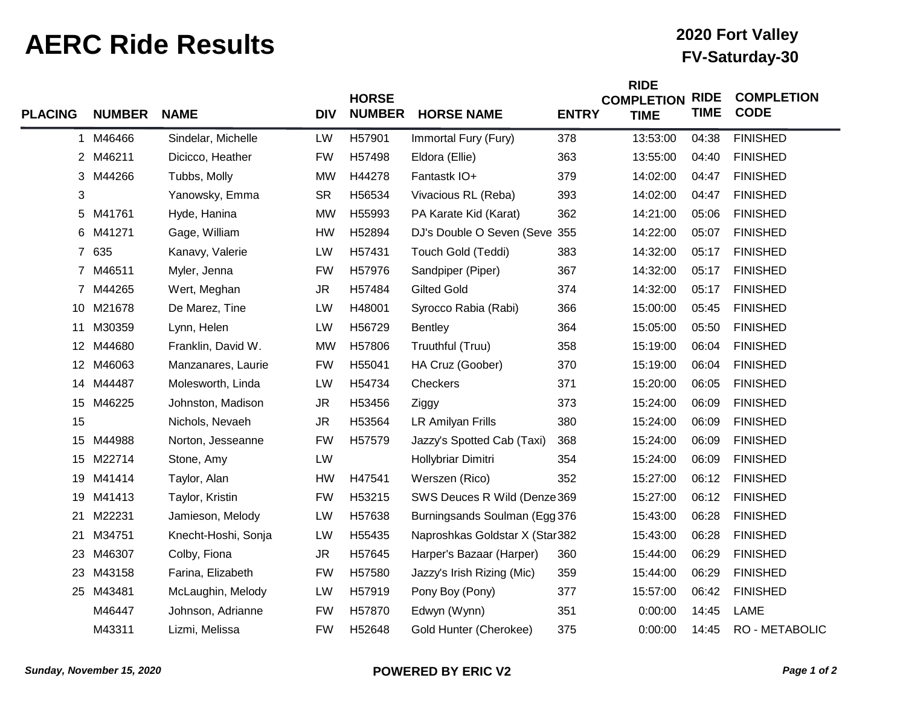# AERC Ride Results

**2020 Fort Valley**
**FV-Saturday-30**

| PLACING | NUMBER | NAME | DIV | HORSE NUMBER | HORSE NAME | ENTRY | RIDE COMPLETION TIME | RIDE TIME | COMPLETION CODE |
|---|---|---|---|---|---|---|---|---|---|
| 1 | M46466 | Sindelar, Michelle | LW | H57901 | Immortal Fury (Fury) | 378 | 13:53:00 | 04:38 | FINISHED |
| 2 | M46211 | Dicicco, Heather | FW | H57498 | Eldora (Ellie) | 363 | 13:55:00 | 04:40 | FINISHED |
| 3 | M44266 | Tubbs, Molly | MW | H44278 | Fantastk IO+ | 379 | 14:02:00 | 04:47 | FINISHED |
| 3 | | Yanowsky, Emma | SR | H56534 | Vivacious RL (Reba) | 393 | 14:02:00 | 04:47 | FINISHED |
| 5 | M41761 | Hyde, Hanina | MW | H55993 | PA Karate Kid (Karat) | 362 | 14:21:00 | 05:06 | FINISHED |
| 6 | M41271 | Gage, William | HW | H52894 | DJ's Double O Seven (Seve | 355 | 14:22:00 | 05:07 | FINISHED |
| 7 | 635 | Kanavy, Valerie | LW | H57431 | Touch Gold (Teddi) | 383 | 14:32:00 | 05:17 | FINISHED |
| 7 | M46511 | Myler, Jenna | FW | H57976 | Sandpiper (Piper) | 367 | 14:32:00 | 05:17 | FINISHED |
| 7 | M44265 | Wert, Meghan | JR | H57484 | Gilted Gold | 374 | 14:32:00 | 05:17 | FINISHED |
| 10 | M21678 | De Marez, Tine | LW | H48001 | Syrocco Rabia (Rabi) | 366 | 15:00:00 | 05:45 | FINISHED |
| 11 | M30359 | Lynn, Helen | LW | H56729 | Bentley | 364 | 15:05:00 | 05:50 | FINISHED |
| 12 | M44680 | Franklin, David W. | MW | H57806 | Truuthful (Truu) | 358 | 15:19:00 | 06:04 | FINISHED |
| 12 | M46063 | Manzanares, Laurie | FW | H55041 | HA Cruz (Goober) | 370 | 15:19:00 | 06:04 | FINISHED |
| 14 | M44487 | Molesworth, Linda | LW | H54734 | Checkers | 371 | 15:20:00 | 06:05 | FINISHED |
| 15 | M46225 | Johnston, Madison | JR | H53456 | Ziggy | 373 | 15:24:00 | 06:09 | FINISHED |
| 15 | | Nichols, Nevaeh | JR | H53564 | LR Amilyan Frills | 380 | 15:24:00 | 06:09 | FINISHED |
| 15 | M44988 | Norton, Jesseanne | FW | H57579 | Jazzy's Spotted Cab (Taxi) | 368 | 15:24:00 | 06:09 | FINISHED |
| 15 | M22714 | Stone, Amy | LW | | Hollybriar Dimitri | 354 | 15:24:00 | 06:09 | FINISHED |
| 19 | M41414 | Taylor, Alan | HW | H47541 | Werszen (Rico) | 352 | 15:27:00 | 06:12 | FINISHED |
| 19 | M41413 | Taylor, Kristin | FW | H53215 | SWS Deuces R Wild (Denze | 369 | 15:27:00 | 06:12 | FINISHED |
| 21 | M22231 | Jamieson, Melody | LW | H57638 | Burningsands Soulman (Egg | 376 | 15:43:00 | 06:28 | FINISHED |
| 21 | M34751 | Knecht-Hoshi, Sonja | LW | H55435 | Naproshkas Goldstar X (Star | 382 | 15:43:00 | 06:28 | FINISHED |
| 23 | M46307 | Colby, Fiona | JR | H57645 | Harper's Bazaar (Harper) | 360 | 15:44:00 | 06:29 | FINISHED |
| 23 | M43158 | Farina, Elizabeth | FW | H57580 | Jazzy's Irish Rizing (Mic) | 359 | 15:44:00 | 06:29 | FINISHED |
| 25 | M43481 | McLaughin, Melody | LW | H57919 | Pony Boy (Pony) | 377 | 15:57:00 | 06:42 | FINISHED |
| | M46447 | Johnson, Adrianne | FW | H57870 | Edwyn (Wynn) | 351 | 0:00:00 | 14:45 | LAME |
| | M43311 | Lizmi, Melissa | FW | H52648 | Gold Hunter (Cherokee) | 375 | 0:00:00 | 14:45 | RO - METABOLIC |

*Sunday, November 15, 2020*

**POWERED BY ERIC V2**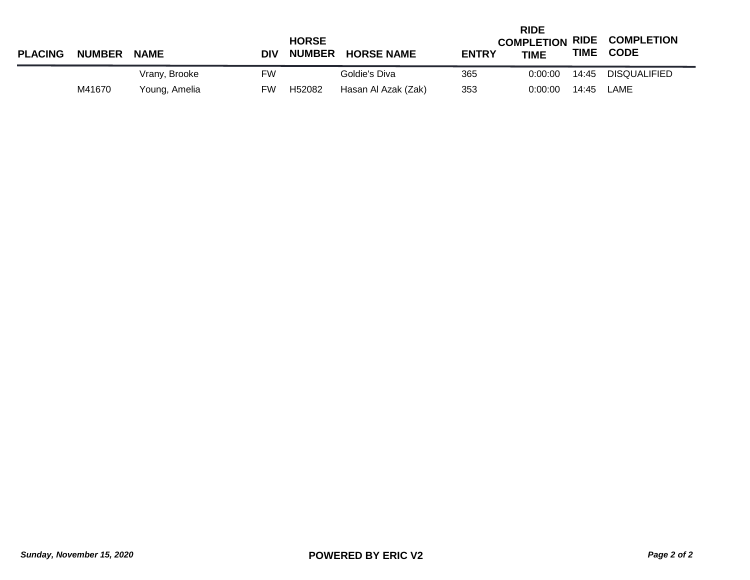| PLACING | NUMBER | NAME | DIV | HORSE NUMBER | HORSE NAME | ENTRY | RIDE COMPLETION TIME | RIDE TIME | COMPLETION CODE |
|---|---|---|---|---|---|---|---|---|---|
| | | Vrany, Brooke | FW | | Goldie's Diva | 365 | 0:00:00 | 14:45 | DISQUALIFIED |
| | M41670 | Young, Amelia | FW | H52082 | Hasan Al Azak (Zak) | 353 | 0:00:00 | 14:45 | LAME |

*Sunday, November 15, 2020*

**POWERED BY ERIC V2**